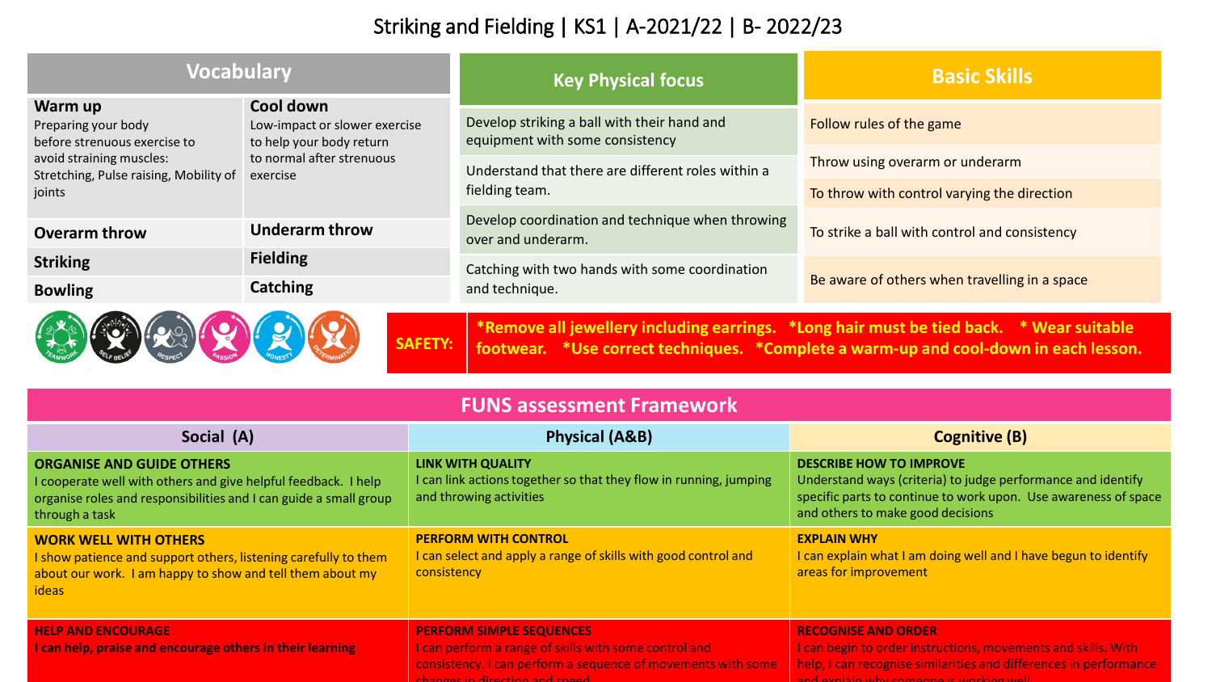# Striking and Fielding | KS1 | A-2021/22 | B- 2022/23

## Vocabulary

| | |
|---|---|
| **Warm up**<br>Preparing your body before strenuous exercise to avoid straining muscles: Stretching, Pulse raising, Mobility of joints | **Cool down**<br>Low-impact or slower exercise to help your body return to normal after strenuous exercise |
| **Overarm throw** | **Underarm throw** |
| **Striking** | **Fielding** |
| **Bowling** | **Catching** |

## Key Physical focus

- Develop striking a ball with their hand and equipment with some consistency
- Understand that there are different roles within a fielding team.
- Develop coordination and technique when throwing over and underarm.
- Catching with two hands with some coordination and technique.

## Basic Skills

- Follow rules of the game
- Throw using overarm or underarm
- To throw with control varying the direction
- To strike a ball with control and consistency
- Be aware of others when travelling in a space

TEAMWORK · SELF BELIEF · RESPECT · PASSION · HONESTY · DETERMINATION

**SAFETY:** *Remove all jewellery including earrings. *Long hair must be tied back. * Wear suitable footwear. *Use correct techniques. *Complete a warm-up and cool-down in each lesson.

## FUNS assessment Framework

| Social (A) | Physical (A&B) | Cognitive (B) |
|---|---|---|
| **ORGANISE AND GUIDE OTHERS**<br>I cooperate well with others and give helpful feedback. I help organise roles and responsibilities and I can guide a small group through a task | **LINK WITH QUALITY**<br>I can link actions together so that they flow in running, jumping and throwing activities | **DESCRIBE HOW TO IMPROVE**<br>Understand ways (criteria) to judge performance and identify specific parts to continue to work upon. Use awareness of space and others to make good decisions |
| **WORK WELL WITH OTHERS**<br>I show patience and support others, listening carefully to them about our work. I am happy to show and tell them about my ideas | **PERFORM WITH CONTROL**<br>I can select and apply a range of skills with good control and consistency | **EXPLAIN WHY**<br>I can explain what I am doing well and I have begun to identify areas for improvement |
| **HELP AND ENCOURAGE**<br>**I can help, praise and encourage others in their learning** | **PERFORM SIMPLE SEQUENCES**<br>I can perform a range of skills with some control and consistency. I can perform a sequence of movements with some changes in direction and speed | **RECOGNISE AND ORDER**<br>I can begin to order instructions, movements and skills. With help, I can recognise similarities and differences in performance and explain why someone is working well |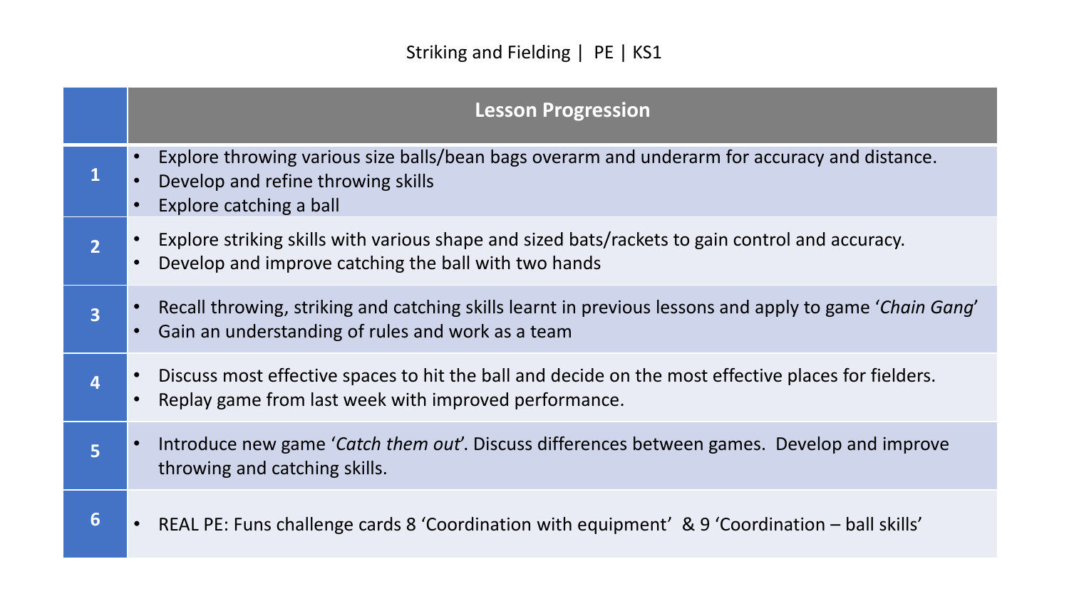Striking and Fielding | PE | KS1

| | Lesson Progression |
|---|---|
| 1 | • Explore throwing various size balls/bean bags overarm and underarm for accuracy and distance.<br>• Develop and refine throwing skills<br>• Explore catching a ball |
| 2 | • Explore striking skills with various shape and sized bats/rackets to gain control and accuracy.<br>• Develop and improve catching the ball with two hands |
| 3 | • Recall throwing, striking and catching skills learnt in previous lessons and apply to game '*Chain Gang*'<br>• Gain an understanding of rules and work as a team |
| 4 | • Discuss most effective spaces to hit the ball and decide on the most effective places for fielders.<br>• Replay game from last week with improved performance. |
| 5 | • Introduce new game '*Catch them out*'. Discuss differences between games. Develop and improve throwing and catching skills. |
| 6 | • REAL PE: Funs challenge cards 8 'Coordination with equipment' & 9 'Coordination – ball skills' |